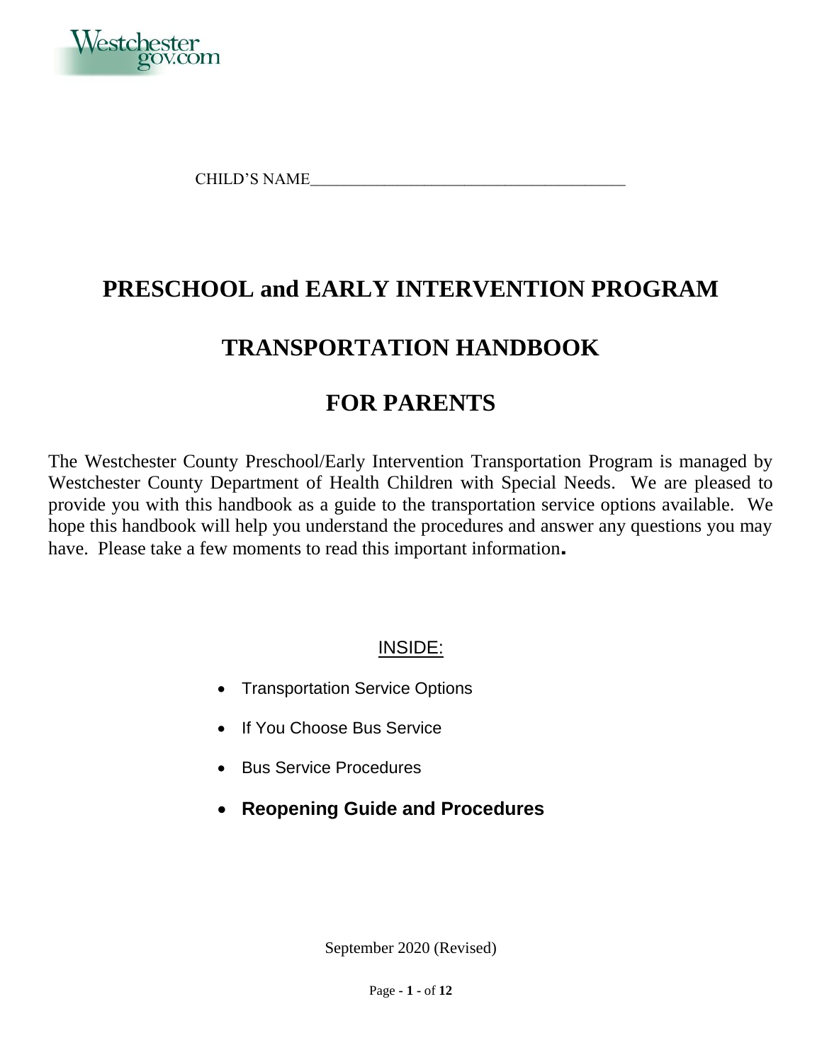Westchestergov.com

CHILD'S NAME_________________________________________

# PRESCHOOL and EARLY INTERVENTION PROGRAM

# TRANSPORTATION HANDBOOK

# FOR PARENTS

The Westchester County Preschool/Early Intervention Transportation Program is managed by Westchester County Department of Health Children with Special Needs. We are pleased to provide you with this handbook as a guide to the transportation service options available. We hope this handbook will help you understand the procedures and answer any questions you may have. Please take a few moments to read this important information**.**

INSIDE:

- Transportation Service Options
- If You Choose Bus Service
- Bus Service Procedures
- **Reopening Guide and Procedures**

September 2020 (Revised)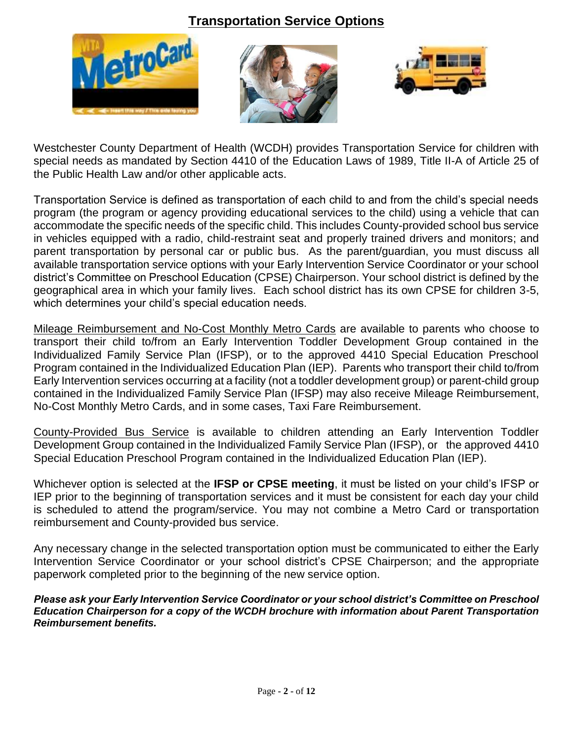## Transportation Service Options

Westchester County Department of Health (WCDH) provides Transportation Service for children with special needs as mandated by Section 4410 of the Education Laws of 1989, Title II-A of Article 25 of the Public Health Law and/or other applicable acts.

Transportation Service is defined as transportation of each child to and from the child's special needs program (the program or agency providing educational services to the child) using a vehicle that can accommodate the specific needs of the specific child. This includes County-provided school bus service in vehicles equipped with a radio, child-restraint seat and properly trained drivers and monitors; and parent transportation by personal car or public bus. As the parent/guardian, you must discuss all available transportation service options with your Early Intervention Service Coordinator or your school district's Committee on Preschool Education (CPSE) Chairperson. Your school district is defined by the geographical area in which your family lives. Each school district has its own CPSE for children 3-5, which determines your child's special education needs.

Mileage Reimbursement and No-Cost Monthly Metro Cards are available to parents who choose to transport their child to/from an Early Intervention Toddler Development Group contained in the Individualized Family Service Plan (IFSP), or to the approved 4410 Special Education Preschool Program contained in the Individualized Education Plan (IEP). Parents who transport their child to/from Early Intervention services occurring at a facility (not a toddler development group) or parent-child group contained in the Individualized Family Service Plan (IFSP) may also receive Mileage Reimbursement, No-Cost Monthly Metro Cards, and in some cases, Taxi Fare Reimbursement.

County-Provided Bus Service is available to children attending an Early Intervention Toddler Development Group contained in the Individualized Family Service Plan (IFSP), or the approved 4410 Special Education Preschool Program contained in the Individualized Education Plan (IEP).

Whichever option is selected at the **IFSP or CPSE meeting**, it must be listed on your child's IFSP or IEP prior to the beginning of transportation services and it must be consistent for each day your child is scheduled to attend the program/service. You may not combine a Metro Card or transportation reimbursement and County-provided bus service.

Any necessary change in the selected transportation option must be communicated to either the Early Intervention Service Coordinator or your school district's CPSE Chairperson; and the appropriate paperwork completed prior to the beginning of the new service option.

***Please ask your Early Intervention Service Coordinator or your school district's Committee on Preschool Education Chairperson for a copy of the WCDH brochure with information about Parent Transportation Reimbursement benefits.***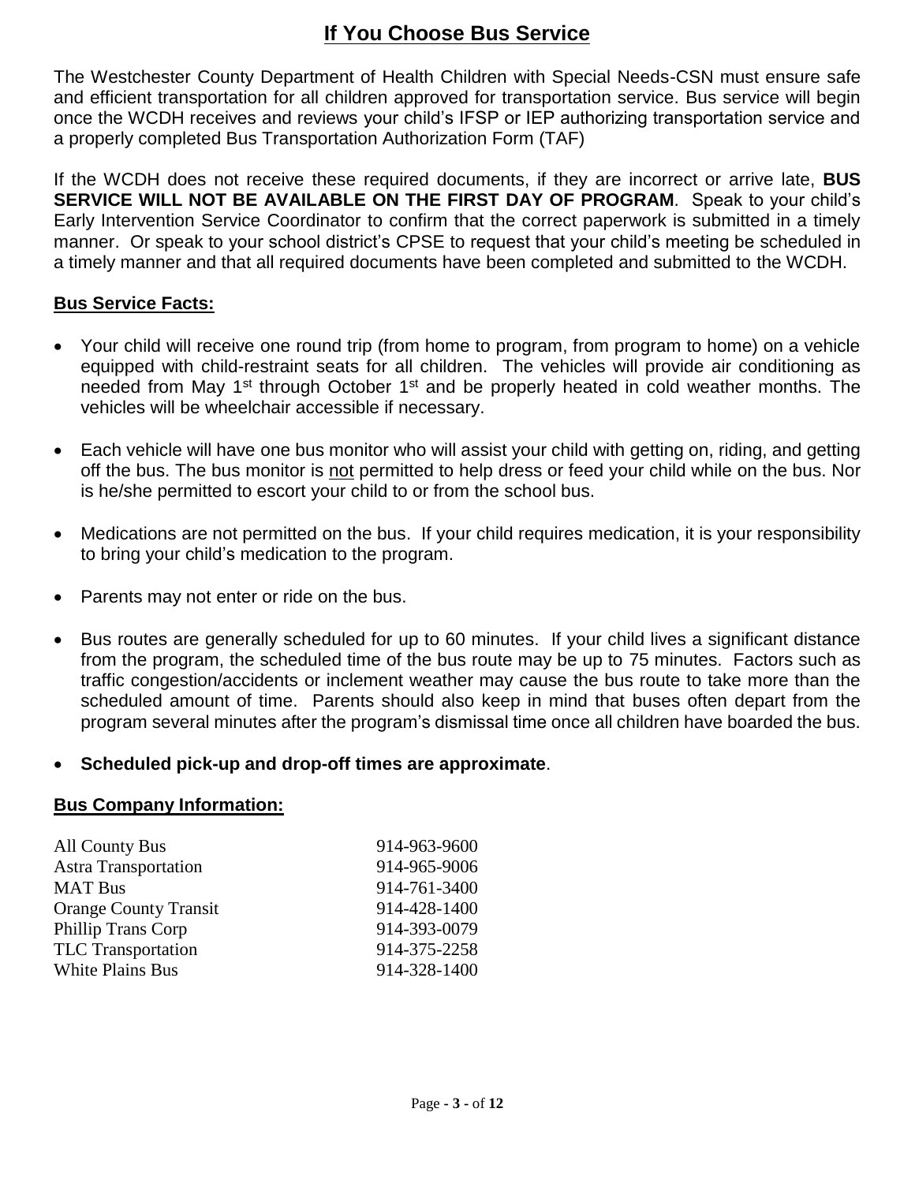# If You Choose Bus Service

The Westchester County Department of Health Children with Special Needs-CSN must ensure safe and efficient transportation for all children approved for transportation service. Bus service will begin once the WCDH receives and reviews your child's IFSP or IEP authorizing transportation service and a properly completed Bus Transportation Authorization Form (TAF)

If the WCDH does not receive these required documents, if they are incorrect or arrive late, **BUS SERVICE WILL NOT BE AVAILABLE ON THE FIRST DAY OF PROGRAM**. Speak to your child's Early Intervention Service Coordinator to confirm that the correct paperwork is submitted in a timely manner. Or speak to your school district's CPSE to request that your child's meeting be scheduled in a timely manner and that all required documents have been completed and submitted to the WCDH.

## Bus Service Facts:

- Your child will receive one round trip (from home to program, from program to home) on a vehicle equipped with child-restraint seats for all children. The vehicles will provide air conditioning as needed from May 1st through October 1st and be properly heated in cold weather months. The vehicles will be wheelchair accessible if necessary.
- Each vehicle will have one bus monitor who will assist your child with getting on, riding, and getting off the bus. The bus monitor is not permitted to help dress or feed your child while on the bus. Nor is he/she permitted to escort your child to or from the school bus.
- Medications are not permitted on the bus. If your child requires medication, it is your responsibility to bring your child's medication to the program.
- Parents may not enter or ride on the bus.
- Bus routes are generally scheduled for up to 60 minutes. If your child lives a significant distance from the program, the scheduled time of the bus route may be up to 75 minutes. Factors such as traffic congestion/accidents or inclement weather may cause the bus route to take more than the scheduled amount of time. Parents should also keep in mind that buses often depart from the program several minutes after the program's dismissal time once all children have boarded the bus.
- **Scheduled pick-up and drop-off times are approximate**.

## Bus Company Information:

| Company | Phone |
|---|---|
| All County Bus | 914-963-9600 |
| Astra Transportation | 914-965-9006 |
| MAT Bus | 914-761-3400 |
| Orange County Transit | 914-428-1400 |
| Phillip Trans Corp | 914-393-0079 |
| TLC Transportation | 914-375-2258 |
| White Plains Bus | 914-328-1400 |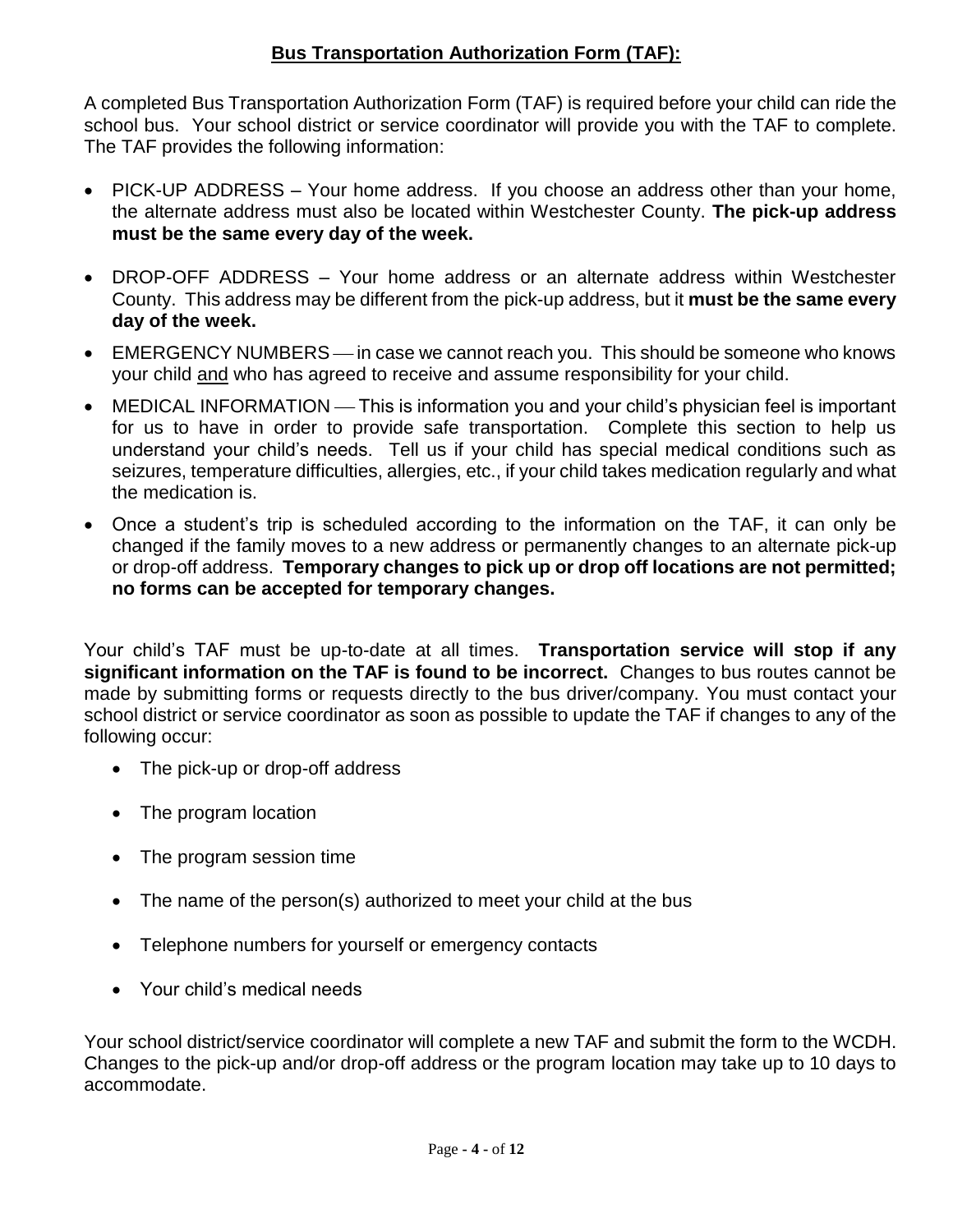## **Bus Transportation Authorization Form (TAF):**

A completed Bus Transportation Authorization Form (TAF) is required before your child can ride the school bus. Your school district or service coordinator will provide you with the TAF to complete. The TAF provides the following information:

- PICK-UP ADDRESS – Your home address. If you choose an address other than your home, the alternate address must also be located within Westchester County. **The pick-up address must be the same every day of the week.**
- DROP-OFF ADDRESS – Your home address or an alternate address within Westchester County. This address may be different from the pick-up address, but it **must be the same every day of the week.**
- EMERGENCY NUMBERS — in case we cannot reach you. This should be someone who knows your child <u>and</u> who has agreed to receive and assume responsibility for your child.
- MEDICAL INFORMATION — This is information you and your child's physician feel is important for us to have in order to provide safe transportation. Complete this section to help us understand your child's needs. Tell us if your child has special medical conditions such as seizures, temperature difficulties, allergies, etc., if your child takes medication regularly and what the medication is.
- Once a student's trip is scheduled according to the information on the TAF, it can only be changed if the family moves to a new address or permanently changes to an alternate pick-up or drop-off address. **Temporary changes to pick up or drop off locations are not permitted; no forms can be accepted for temporary changes.**

Your child's TAF must be up-to-date at all times. **Transportation service will stop if any significant information on the TAF is found to be incorrect.** Changes to bus routes cannot be made by submitting forms or requests directly to the bus driver/company. You must contact your school district or service coordinator as soon as possible to update the TAF if changes to any of the following occur:

- The pick-up or drop-off address
- The program location
- The program session time
- The name of the person(s) authorized to meet your child at the bus
- Telephone numbers for yourself or emergency contacts
- Your child's medical needs

Your school district/service coordinator will complete a new TAF and submit the form to the WCDH. Changes to the pick-up and/or drop-off address or the program location may take up to 10 days to accommodate.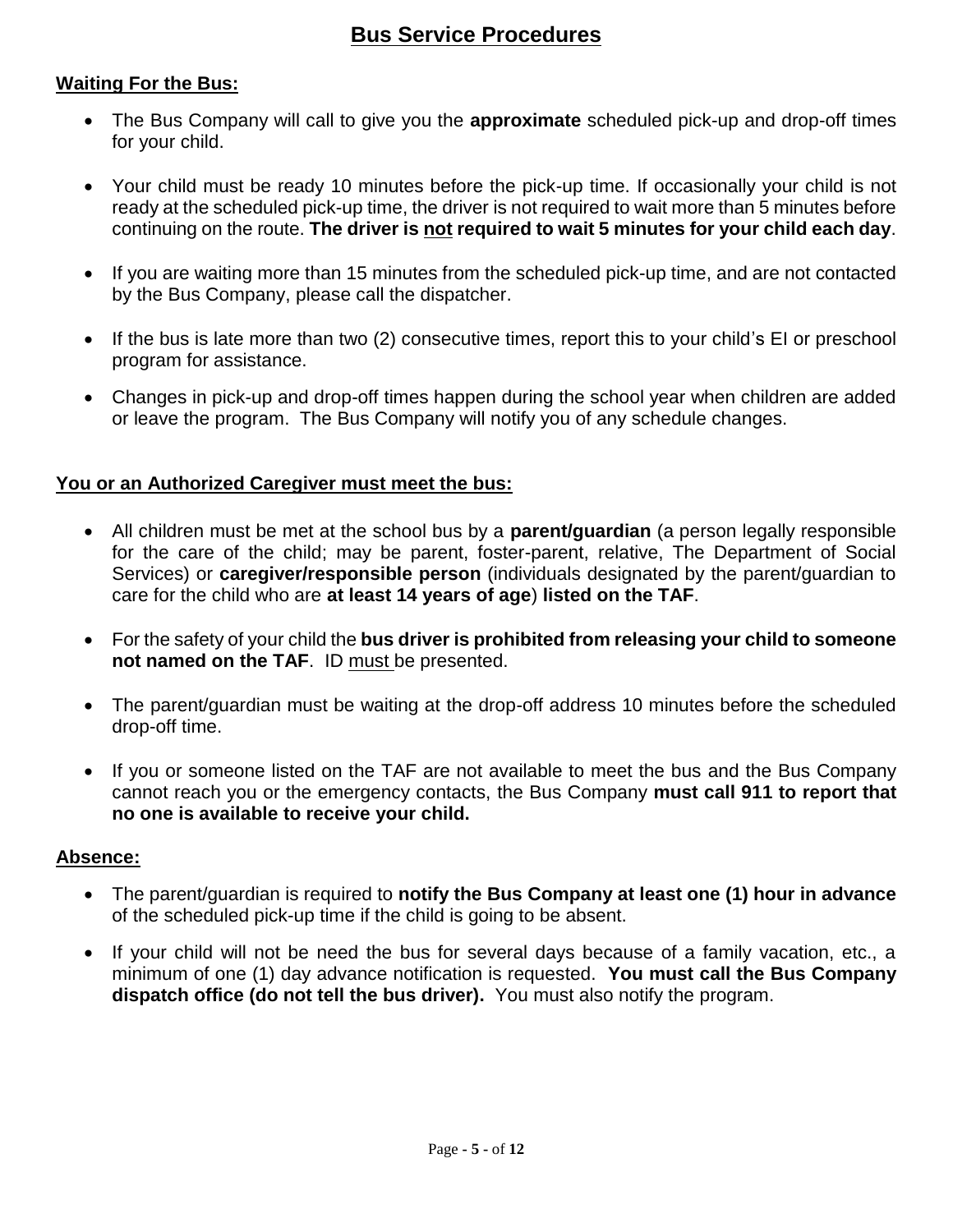# Bus Service Procedures

## Waiting For the Bus:

- The Bus Company will call to give you the **approximate** scheduled pick-up and drop-off times for your child.
- Your child must be ready 10 minutes before the pick-up time. If occasionally your child is not ready at the scheduled pick-up time, the driver is not required to wait more than 5 minutes before continuing on the route. **The driver is not required to wait 5 minutes for your child each day**.
- If you are waiting more than 15 minutes from the scheduled pick-up time, and are not contacted by the Bus Company, please call the dispatcher.
- If the bus is late more than two (2) consecutive times, report this to your child's EI or preschool program for assistance.
- Changes in pick-up and drop-off times happen during the school year when children are added or leave the program. The Bus Company will notify you of any schedule changes.

## You or an Authorized Caregiver must meet the bus:

- All children must be met at the school bus by a **parent/guardian** (a person legally responsible for the care of the child; may be parent, foster-parent, relative, The Department of Social Services) or **caregiver/responsible person** (individuals designated by the parent/guardian to care for the child who are **at least 14 years of age**) **listed on the TAF**.
- For the safety of your child the **bus driver is prohibited from releasing your child to someone not named on the TAF**. ID must be presented.
- The parent/guardian must be waiting at the drop-off address 10 minutes before the scheduled drop-off time.
- If you or someone listed on the TAF are not available to meet the bus and the Bus Company cannot reach you or the emergency contacts, the Bus Company **must call 911 to report that no one is available to receive your child.**

## Absence:

- The parent/guardian is required to **notify the Bus Company at least one (1) hour in advance** of the scheduled pick-up time if the child is going to be absent.
- If your child will not be need the bus for several days because of a family vacation, etc., a minimum of one (1) day advance notification is requested. **You must call the Bus Company dispatch office (do not tell the bus driver).** You must also notify the program.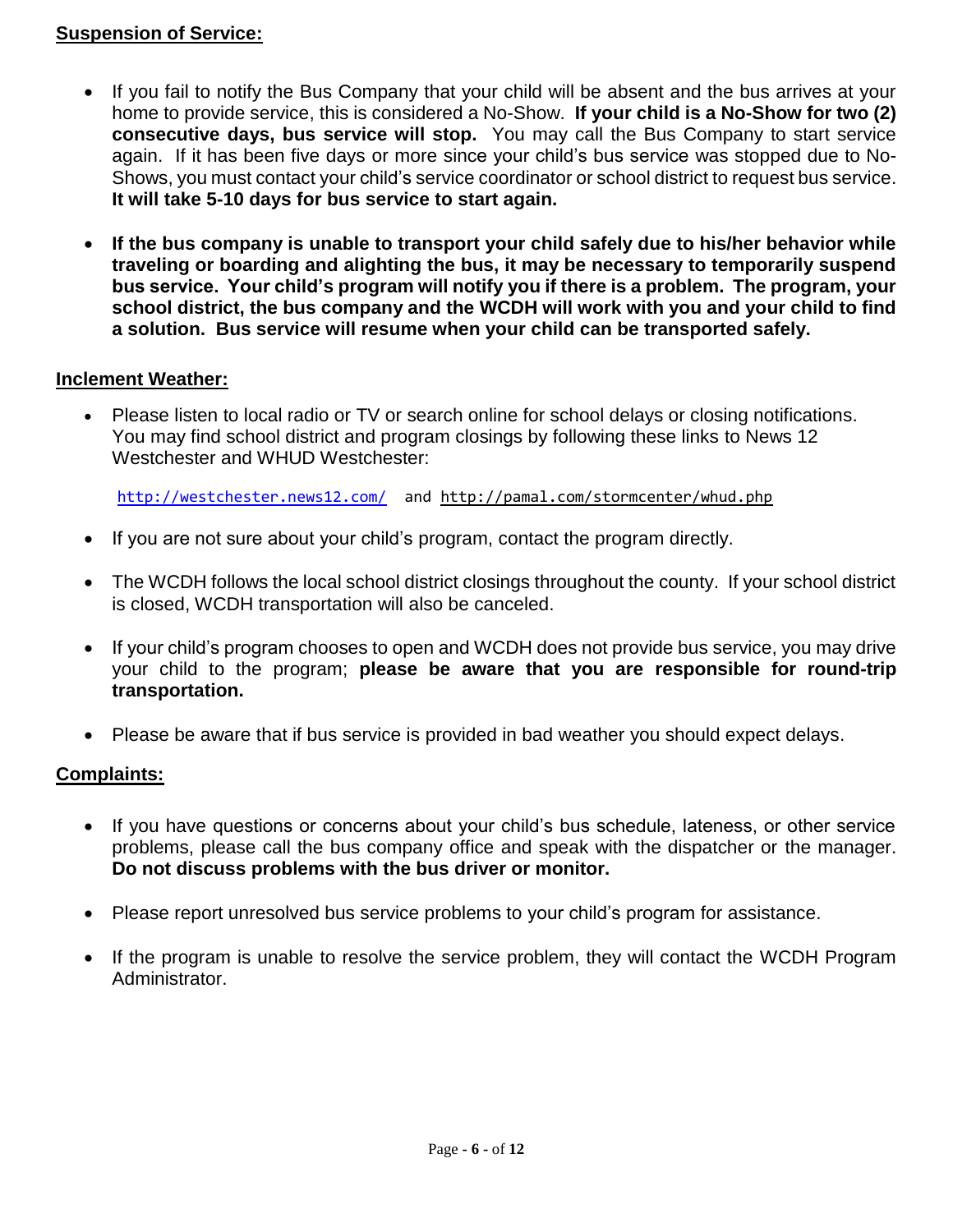**Suspension of Service:**

- If you fail to notify the Bus Company that your child will be absent and the bus arrives at your home to provide service, this is considered a No-Show. **If your child is a No-Show for two (2) consecutive days, bus service will stop.** You may call the Bus Company to start service again. If it has been five days or more since your child's bus service was stopped due to No-Shows, you must contact your child's service coordinator or school district to request bus service. **It will take 5-10 days for bus service to start again.**

- **If the bus company is unable to transport your child safely due to his/her behavior while traveling or boarding and alighting the bus, it may be necessary to temporarily suspend bus service. Your child's program will notify you if there is a problem. The program, your school district, the bus company and the WCDH will work with you and your child to find a solution. Bus service will resume when your child can be transported safely.**

**Inclement Weather:**

- Please listen to local radio or TV or search online for school delays or closing notifications. You may find school district and program closings by following these links to News 12 Westchester and WHUD Westchester:

  http://westchester.news12.com/ and http://pamal.com/stormcenter/whud.php

- If you are not sure about your child's program, contact the program directly.

- The WCDH follows the local school district closings throughout the county. If your school district is closed, WCDH transportation will also be canceled.

- If your child's program chooses to open and WCDH does not provide bus service, you may drive your child to the program; **please be aware that you are responsible for round-trip transportation.**

- Please be aware that if bus service is provided in bad weather you should expect delays.

**Complaints:**

- If you have questions or concerns about your child's bus schedule, lateness, or other service problems, please call the bus company office and speak with the dispatcher or the manager. **Do not discuss problems with the bus driver or monitor.**

- Please report unresolved bus service problems to your child's program for assistance.

- If the program is unable to resolve the service problem, they will contact the WCDH Program Administrator.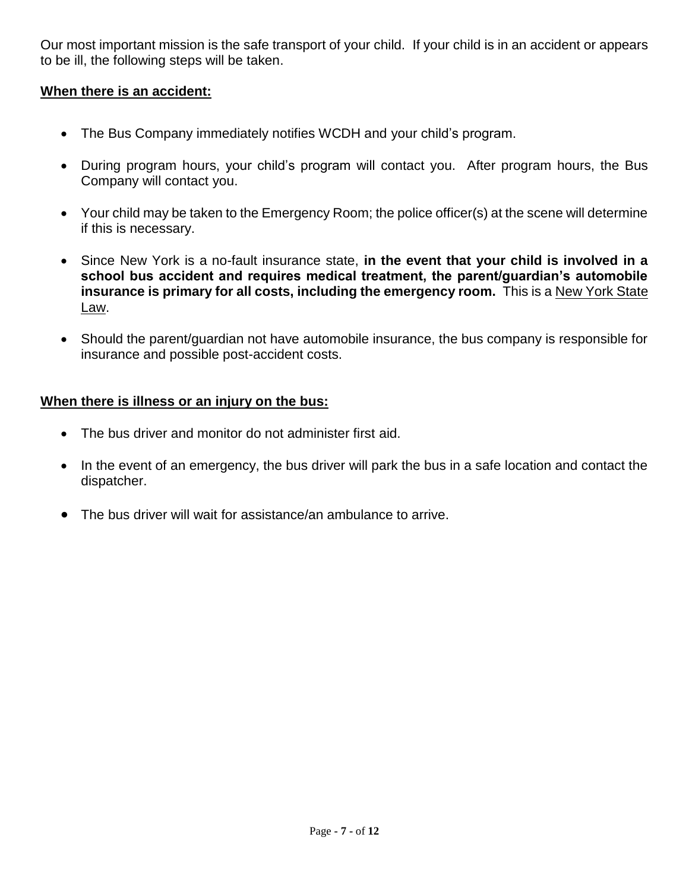Our most important mission is the safe transport of your child. If your child is in an accident or appears to be ill, the following steps will be taken.

**<u>When there is an accident:</u>**

- The Bus Company immediately notifies WCDH and your child's program.
- During program hours, your child's program will contact you. After program hours, the Bus Company will contact you.
- Your child may be taken to the Emergency Room; the police officer(s) at the scene will determine if this is necessary.
- Since New York is a no-fault insurance state, **in the event that your child is involved in a school bus accident and requires medical treatment, the parent/guardian's automobile insurance is primary for all costs, including the emergency room.** This is a <u>New York State Law</u>.
- Should the parent/guardian not have automobile insurance, the bus company is responsible for insurance and possible post-accident costs.

**<u>When there is illness or an injury on the bus:</u>**

- The bus driver and monitor do not administer first aid.
- In the event of an emergency, the bus driver will park the bus in a safe location and contact the dispatcher.
- The bus driver will wait for assistance/an ambulance to arrive.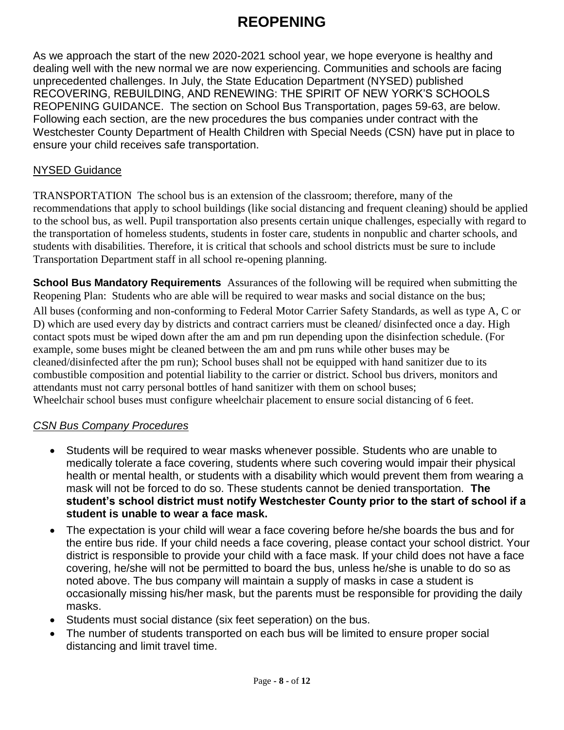# REOPENING

As we approach the start of the new 2020-2021 school year, we hope everyone is healthy and dealing well with the new normal we are now experiencing. Communities and schools are facing unprecedented challenges. In July, the State Education Department (NYSED) published RECOVERING, REBUILDING, AND RENEWING: THE SPIRIT OF NEW YORK'S SCHOOLS REOPENING GUIDANCE. The section on School Bus Transportation, pages 59-63, are below. Following each section, are the new procedures the bus companies under contract with the Westchester County Department of Health Children with Special Needs (CSN) have put in place to ensure your child receives safe transportation.

## NYSED Guidance

TRANSPORTATION The school bus is an extension of the classroom; therefore, many of the recommendations that apply to school buildings (like social distancing and frequent cleaning) should be applied to the school bus, as well. Pupil transportation also presents certain unique challenges, especially with regard to the transportation of homeless students, students in foster care, students in nonpublic and charter schools, and students with disabilities. Therefore, it is critical that schools and school districts must be sure to include Transportation Department staff in all school re-opening planning.

**School Bus Mandatory Requirements** Assurances of the following will be required when submitting the Reopening Plan: Students who are able will be required to wear masks and social distance on the bus; All buses (conforming and non-conforming to Federal Motor Carrier Safety Standards, as well as type A, C or D) which are used every day by districts and contract carriers must be cleaned/ disinfected once a day. High contact spots must be wiped down after the am and pm run depending upon the disinfection schedule. (For example, some buses might be cleaned between the am and pm runs while other buses may be cleaned/disinfected after the pm run); School buses shall not be equipped with hand sanitizer due to its combustible composition and potential liability to the carrier or district. School bus drivers, monitors and attendants must not carry personal bottles of hand sanitizer with them on school buses; Wheelchair school buses must configure wheelchair placement to ensure social distancing of 6 feet.

### *CSN Bus Company Procedures*

- Students will be required to wear masks whenever possible. Students who are unable to medically tolerate a face covering, students where such covering would impair their physical health or mental health, or students with a disability which would prevent them from wearing a mask will not be forced to do so. These students cannot be denied transportation. **The student's school district must notify Westchester County prior to the start of school if a student is unable to wear a face mask.**
- The expectation is your child will wear a face covering before he/she boards the bus and for the entire bus ride. If your child needs a face covering, please contact your school district. Your district is responsible to provide your child with a face mask. If your child does not have a face covering, he/she will not be permitted to board the bus, unless he/she is unable to do so as noted above. The bus company will maintain a supply of masks in case a student is occasionally missing his/her mask, but the parents must be responsible for providing the daily masks.
- Students must social distance (six feet seperation) on the bus.
- The number of students transported on each bus will be limited to ensure proper social distancing and limit travel time.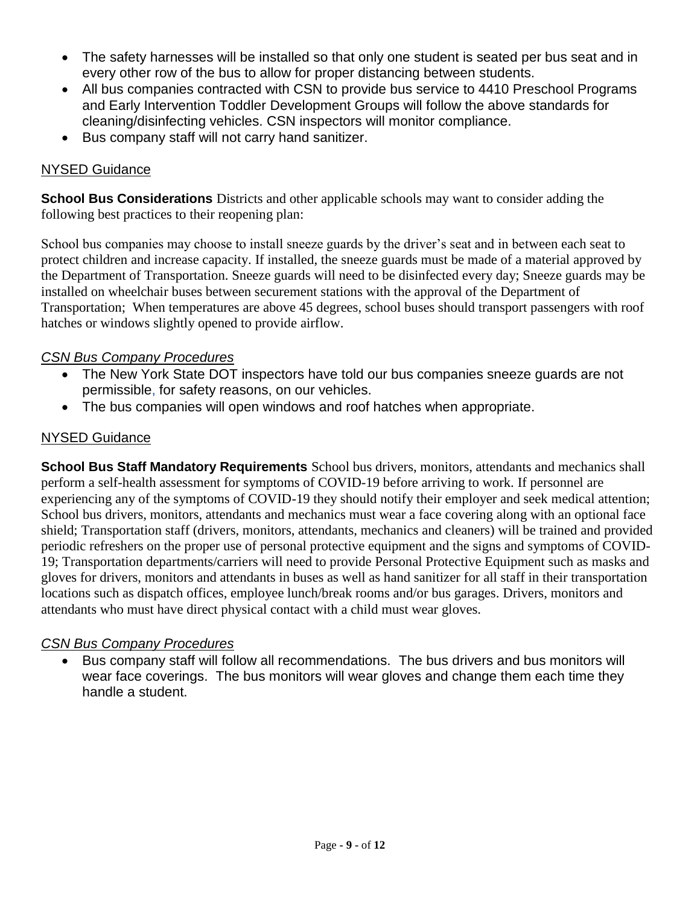- The safety harnesses will be installed so that only one student is seated per bus seat and in every other row of the bus to allow for proper distancing between students.
- All bus companies contracted with CSN to provide bus service to 4410 Preschool Programs and Early Intervention Toddler Development Groups will follow the above standards for cleaning/disinfecting vehicles. CSN inspectors will monitor compliance.
- Bus company staff will not carry hand sanitizer.

## NYSED Guidance

**School Bus Considerations** Districts and other applicable schools may want to consider adding the following best practices to their reopening plan:

School bus companies may choose to install sneeze guards by the driver's seat and in between each seat to protect children and increase capacity. If installed, the sneeze guards must be made of a material approved by the Department of Transportation. Sneeze guards will need to be disinfected every day; Sneeze guards may be installed on wheelchair buses between securement stations with the approval of the Department of Transportation; When temperatures are above 45 degrees, school buses should transport passengers with roof hatches or windows slightly opened to provide airflow.

### *CSN Bus Company Procedures*

- The New York State DOT inspectors have told our bus companies sneeze guards are not permissible, for safety reasons, on our vehicles.
- The bus companies will open windows and roof hatches when appropriate.

## NYSED Guidance

**School Bus Staff Mandatory Requirements** School bus drivers, monitors, attendants and mechanics shall perform a self-health assessment for symptoms of COVID-19 before arriving to work. If personnel are experiencing any of the symptoms of COVID-19 they should notify their employer and seek medical attention; School bus drivers, monitors, attendants and mechanics must wear a face covering along with an optional face shield; Transportation staff (drivers, monitors, attendants, mechanics and cleaners) will be trained and provided periodic refreshers on the proper use of personal protective equipment and the signs and symptoms of COVID-19; Transportation departments/carriers will need to provide Personal Protective Equipment such as masks and gloves for drivers, monitors and attendants in buses as well as hand sanitizer for all staff in their transportation locations such as dispatch offices, employee lunch/break rooms and/or bus garages. Drivers, monitors and attendants who must have direct physical contact with a child must wear gloves.

### *CSN Bus Company Procedures*

- Bus company staff will follow all recommendations. The bus drivers and bus monitors will wear face coverings. The bus monitors will wear gloves and change them each time they handle a student.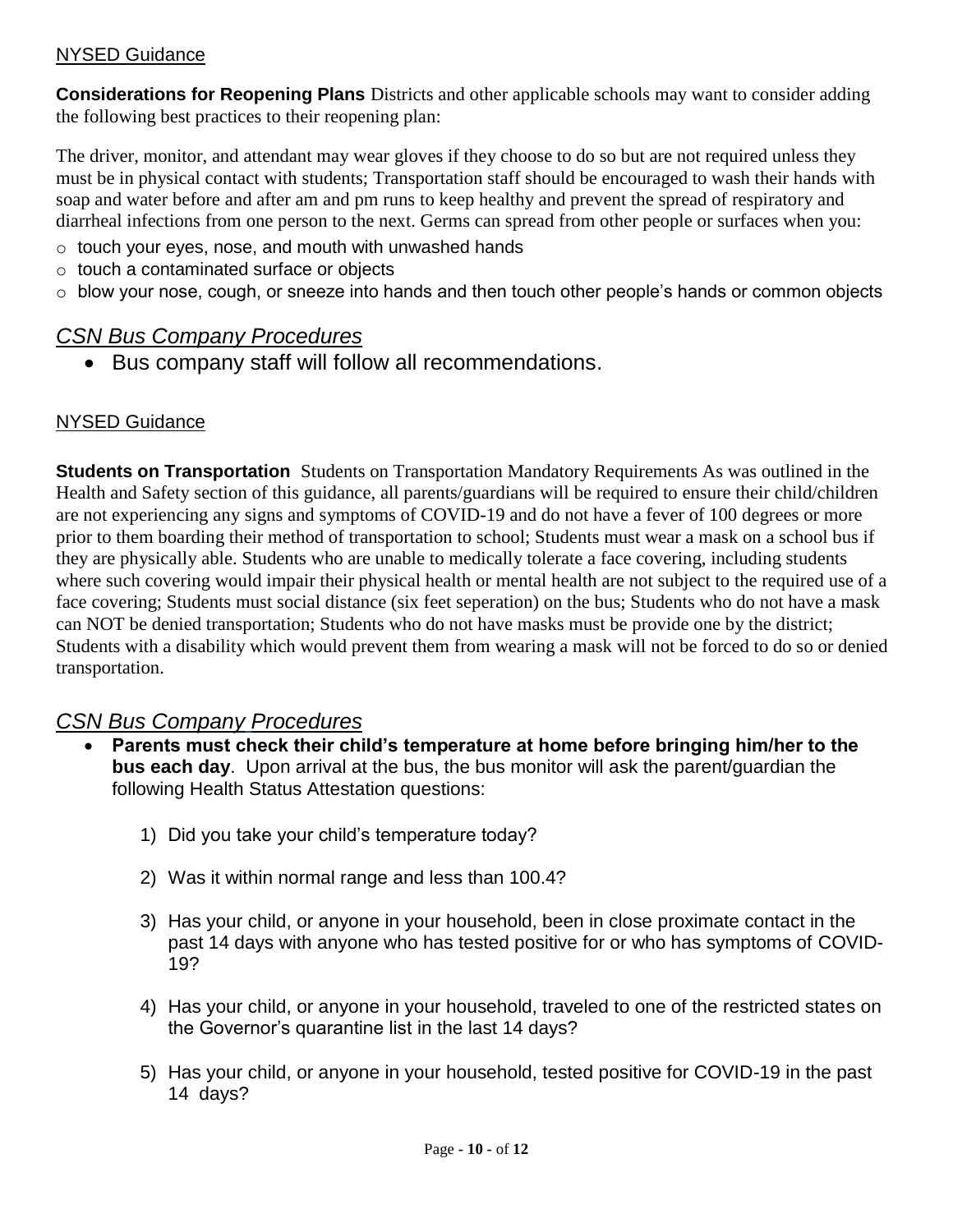NYSED Guidance

**Considerations for Reopening Plans** Districts and other applicable schools may want to consider adding the following best practices to their reopening plan:

The driver, monitor, and attendant may wear gloves if they choose to do so but are not required unless they must be in physical contact with students; Transportation staff should be encouraged to wash their hands with soap and water before and after am and pm runs to keep healthy and prevent the spread of respiratory and diarrheal infections from one person to the next. Germs can spread from other people or surfaces when you:

- touch your eyes, nose, and mouth with unwashed hands
- touch a contaminated surface or objects
- blow your nose, cough, or sneeze into hands and then touch other people's hands or common objects

## *CSN Bus Company Procedures*

- Bus company staff will follow all recommendations.

NYSED Guidance

**Students on Transportation** Students on Transportation Mandatory Requirements As was outlined in the Health and Safety section of this guidance, all parents/guardians will be required to ensure their child/children are not experiencing any signs and symptoms of COVID-19 and do not have a fever of 100 degrees or more prior to them boarding their method of transportation to school; Students must wear a mask on a school bus if they are physically able. Students who are unable to medically tolerate a face covering, including students where such covering would impair their physical health or mental health are not subject to the required use of a face covering; Students must social distance (six feet seperation) on the bus; Students who do not have a mask can NOT be denied transportation; Students who do not have masks must be provide one by the district; Students with a disability which would prevent them from wearing a mask will not be forced to do so or denied transportation.

## *CSN Bus Company Procedures*

- **Parents must check their child's temperature at home before bringing him/her to the bus each day**. Upon arrival at the bus, the bus monitor will ask the parent/guardian the following Health Status Attestation questions:

   1) Did you take your child's temperature today?

   2) Was it within normal range and less than 100.4?

   3) Has your child, or anyone in your household, been in close proximate contact in the past 14 days with anyone who has tested positive for or who has symptoms of COVID-19?

   4) Has your child, or anyone in your household, traveled to one of the restricted states on the Governor's quarantine list in the last 14 days?

   5) Has your child, or anyone in your household, tested positive for COVID-19 in the past 14 days?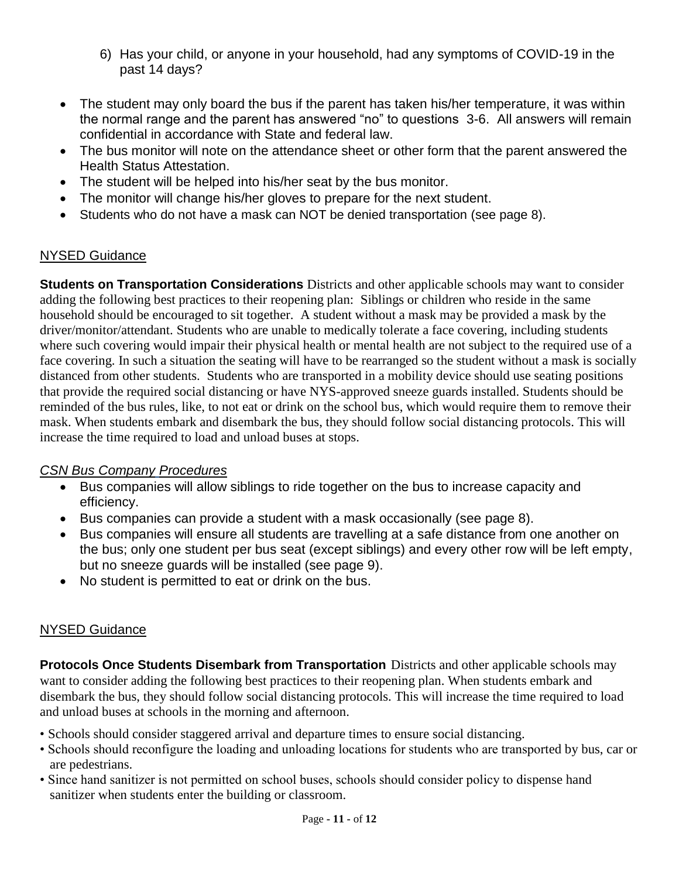6) Has your child, or anyone in your household, had any symptoms of COVID-19 in the past 14 days?

- The student may only board the bus if the parent has taken his/her temperature, it was within the normal range and the parent has answered "no" to questions 3-6. All answers will remain confidential in accordance with State and federal law.
- The bus monitor will note on the attendance sheet or other form that the parent answered the Health Status Attestation.
- The student will be helped into his/her seat by the bus monitor.
- The monitor will change his/her gloves to prepare for the next student.
- Students who do not have a mask can NOT be denied transportation (see page 8).

<u>NYSED Guidance</u>

**Students on Transportation Considerations** Districts and other applicable schools may want to consider adding the following best practices to their reopening plan: Siblings or children who reside in the same household should be encouraged to sit together. A student without a mask may be provided a mask by the driver/monitor/attendant. Students who are unable to medically tolerate a face covering, including students where such covering would impair their physical health or mental health are not subject to the required use of a face covering. In such a situation the seating will have to be rearranged so the student without a mask is socially distanced from other students. Students who are transported in a mobility device should use seating positions that provide the required social distancing or have NYS-approved sneeze guards installed. Students should be reminded of the bus rules, like, to not eat or drink on the school bus, which would require them to remove their mask. When students embark and disembark the bus, they should follow social distancing protocols. This will increase the time required to load and unload buses at stops.

*<u>CSN Bus Company Procedures</u>*

- Bus companies will allow siblings to ride together on the bus to increase capacity and efficiency.
- Bus companies can provide a student with a mask occasionally (see page 8).
- Bus companies will ensure all students are travelling at a safe distance from one another on the bus; only one student per bus seat (except siblings) and every other row will be left empty, but no sneeze guards will be installed (see page 9).
- No student is permitted to eat or drink on the bus.

<u>NYSED Guidance</u>

**Protocols Once Students Disembark from Transportation** Districts and other applicable schools may want to consider adding the following best practices to their reopening plan. When students embark and disembark the bus, they should follow social distancing protocols. This will increase the time required to load and unload buses at schools in the morning and afternoon.

- Schools should consider staggered arrival and departure times to ensure social distancing.
- Schools should reconfigure the loading and unloading locations for students who are transported by bus, car or are pedestrians.
- Since hand sanitizer is not permitted on school buses, schools should consider policy to dispense hand sanitizer when students enter the building or classroom.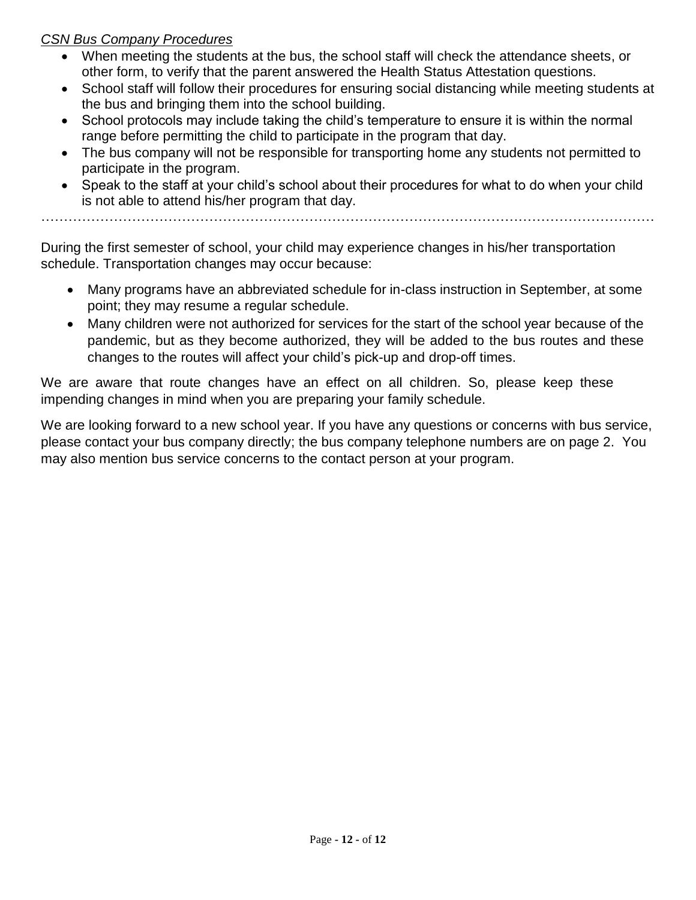*CSN Bus Company Procedures*

- When meeting the students at the bus, the school staff will check the attendance sheets, or other form, to verify that the parent answered the Health Status Attestation questions.
- School staff will follow their procedures for ensuring social distancing while meeting students at the bus and bringing them into the school building.
- School protocols may include taking the child's temperature to ensure it is within the normal range before permitting the child to participate in the program that day.
- The bus company will not be responsible for transporting home any students not permitted to participate in the program.
- Speak to the staff at your child's school about their procedures for what to do when your child is not able to attend his/her program that day.

………………………………………………………………………………………………………………

During the first semester of school, your child may experience changes in his/her transportation schedule. Transportation changes may occur because:

- Many programs have an abbreviated schedule for in-class instruction in September, at some point; they may resume a regular schedule.
- Many children were not authorized for services for the start of the school year because of the pandemic, but as they become authorized, they will be added to the bus routes and these changes to the routes will affect your child's pick-up and drop-off times.

We are aware that route changes have an effect on all children. So, please keep these impending changes in mind when you are preparing your family schedule.

We are looking forward to a new school year. If you have any questions or concerns with bus service, please contact your bus company directly; the bus company telephone numbers are on page 2. You may also mention bus service concerns to the contact person at your program.